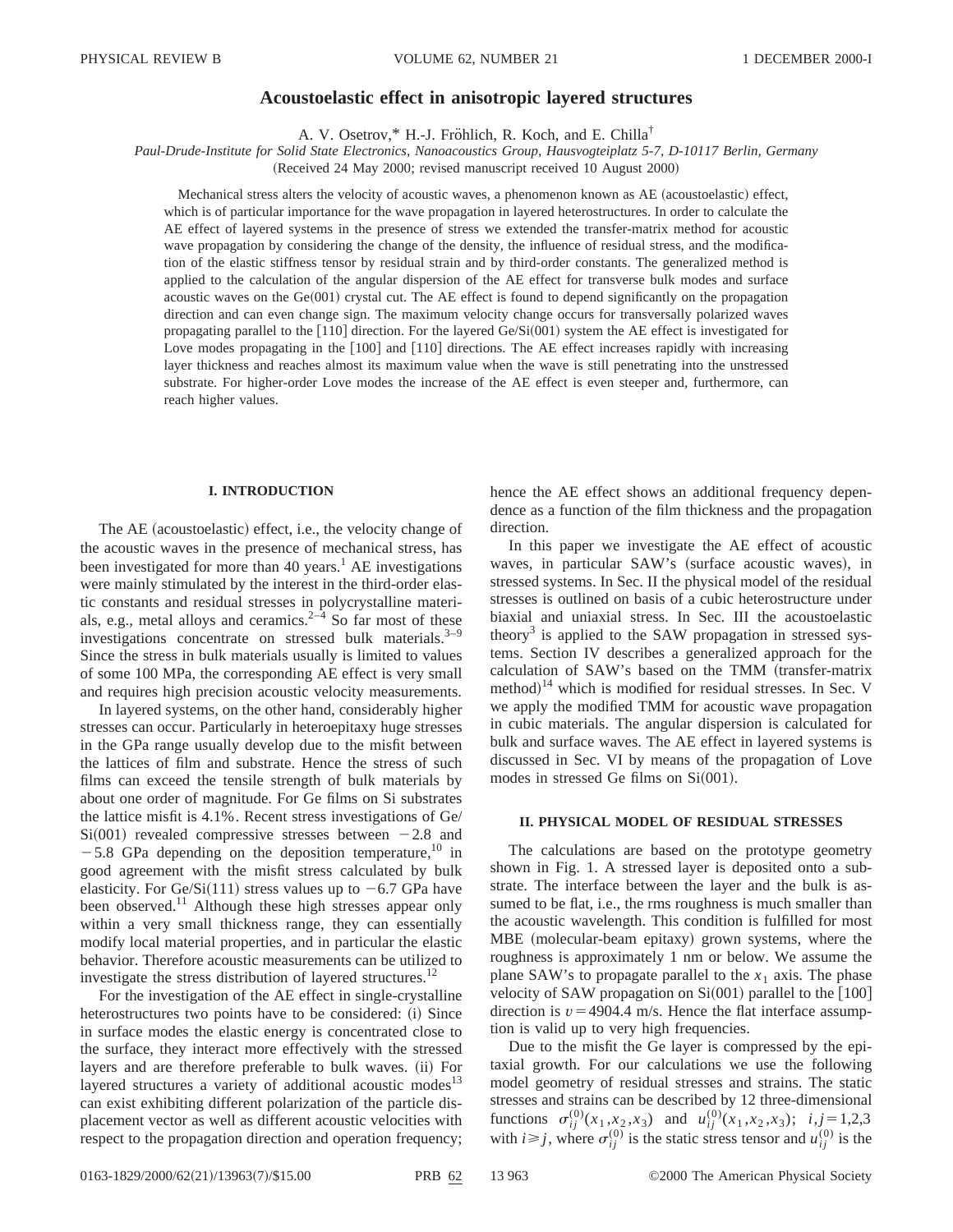# Acoustoelastic effect in anisotropic layered structures

A. V. Osetrov,* H.-J. Fröhlich, R. Koch, and E. Chilla†

*Paul-Drude-Institute for Solid State Electronics, Nanoacoustics Group, Hausvogteiplatz 5-7, D-10117 Berlin, Germany*

(Received 24 May 2000; revised manuscript received 10 August 2000)

Mechanical stress alters the velocity of acoustic waves, a phenomenon known as AE (acoustoelastic) effect, which is of particular importance for the wave propagation in layered heterostructures. In order to calculate the AE effect of layered systems in the presence of stress we extended the transfer-matrix method for acoustic wave propagation by considering the change of the density, the influence of residual stress, and the modification of the elastic stiffness tensor by residual strain and by third-order constants. The generalized method is applied to the calculation of the angular dispersion of the AE effect for transverse bulk modes and surface acoustic waves on the Ge(001) crystal cut. The AE effect is found to depend significantly on the propagation direction and can even change sign. The maximum velocity change occurs for transversally polarized waves propagating parallel to the [110] direction. For the layered Ge/Si(001) system the AE effect is investigated for Love modes propagating in the [100] and [110] directions. The AE effect increases rapidly with increasing layer thickness and reaches almost its maximum value when the wave is still penetrating into the unstressed substrate. For higher-order Love modes the increase of the AE effect is even steeper and, furthermore, can reach higher values.

## I. INTRODUCTION

The AE (acoustoelastic) effect, i.e., the velocity change of the acoustic waves in the presence of mechanical stress, has been investigated for more than 40 years.[1] AE investigations were mainly stimulated by the interest in the third-order elastic constants and residual stresses in polycrystalline materials, e.g., metal alloys and ceramics.[2–4] So far most of these investigations concentrate on stressed bulk materials.[3–9] Since the stress in bulk materials usually is limited to values of some 100 MPa, the corresponding AE effect is very small and requires high precision acoustic velocity measurements.

In layered systems, on the other hand, considerably higher stresses can occur. Particularly in heteroepitaxy huge stresses in the GPa range usually develop due to the misfit between the lattices of film and substrate. Hence the stress of such films can exceed the tensile strength of bulk materials by about one order of magnitude. For Ge films on Si substrates the lattice misfit is 4.1%. Recent stress investigations of Ge/Si(001) revealed compressive stresses between $-2.8$ and $-5.8$ GPa depending on the deposition temperature,[10] in good agreement with the misfit stress calculated by bulk elasticity. For Ge/Si(111) stress values up to $-6.7$ GPa have been observed.[11] Although these high stresses appear only within a very small thickness range, they can essentially modify local material properties, and in particular the elastic behavior. Therefore acoustic measurements can be utilized to investigate the stress distribution of layered structures.[12]

For the investigation of the AE effect in single-crystalline heterostructures two points have to be considered: (i) Since in surface modes the elastic energy is concentrated close to the surface, they interact more effectively with the stressed layers and are therefore preferable to bulk waves. (ii) For layered structures a variety of additional acoustic modes[13] can exist exhibiting different polarization of the particle displacement vector as well as different acoustic velocities with respect to the propagation direction and operation frequency; hence the AE effect shows an additional frequency dependence as a function of the film thickness and the propagation direction.

In this paper we investigate the AE effect of acoustic waves, in particular SAW's (surface acoustic waves), in stressed systems. In Sec. II the physical model of the residual stresses is outlined on basis of a cubic heterostructure under biaxial and uniaxial stress. In Sec. III the acoustoelastic theory[3] is applied to the SAW propagation in stressed systems. Section IV describes a generalized approach for the calculation of SAW's based on the TMM (transfer-matrix method)[14] which is modified for residual stresses. In Sec. V we apply the modified TMM for acoustic wave propagation in cubic materials. The angular dispersion is calculated for bulk and surface waves. The AE effect in layered systems is discussed in Sec. VI by means of the propagation of Love modes in stressed Ge films on Si(001).

## II. PHYSICAL MODEL OF RESIDUAL STRESSES

The calculations are based on the prototype geometry shown in Fig. 1. A stressed layer is deposited onto a substrate. The interface between the layer and the bulk is assumed to be flat, i.e., the rms roughness is much smaller than the acoustic wavelength. This condition is fulfilled for most MBE (molecular-beam epitaxy) grown systems, where the roughness is approximately 1 nm or below. We assume the plane SAW's to propagate parallel to the $x_1$ axis. The phase velocity of SAW propagation on Si(001) parallel to the [100] direction is $v=4904.4$ m/s. Hence the flat interface assumption is valid up to very high frequencies.

Due to the misfit the Ge layer is compressed by the epitaxial growth. For our calculations we use the following model geometry of residual stresses and strains. The static stresses and strains can be described by 12 three-dimensional functions $\sigma_{ij}^{(0)}(x_1,x_2,x_3)$ and $u_{ij}^{(0)}(x_1,x_2,x_3)$; $i,j=1,2,3$ with $i \geqslant j$, where $\sigma_{ij}^{(0)}$ is the static stress tensor and $u_{ij}^{(0)}$ is the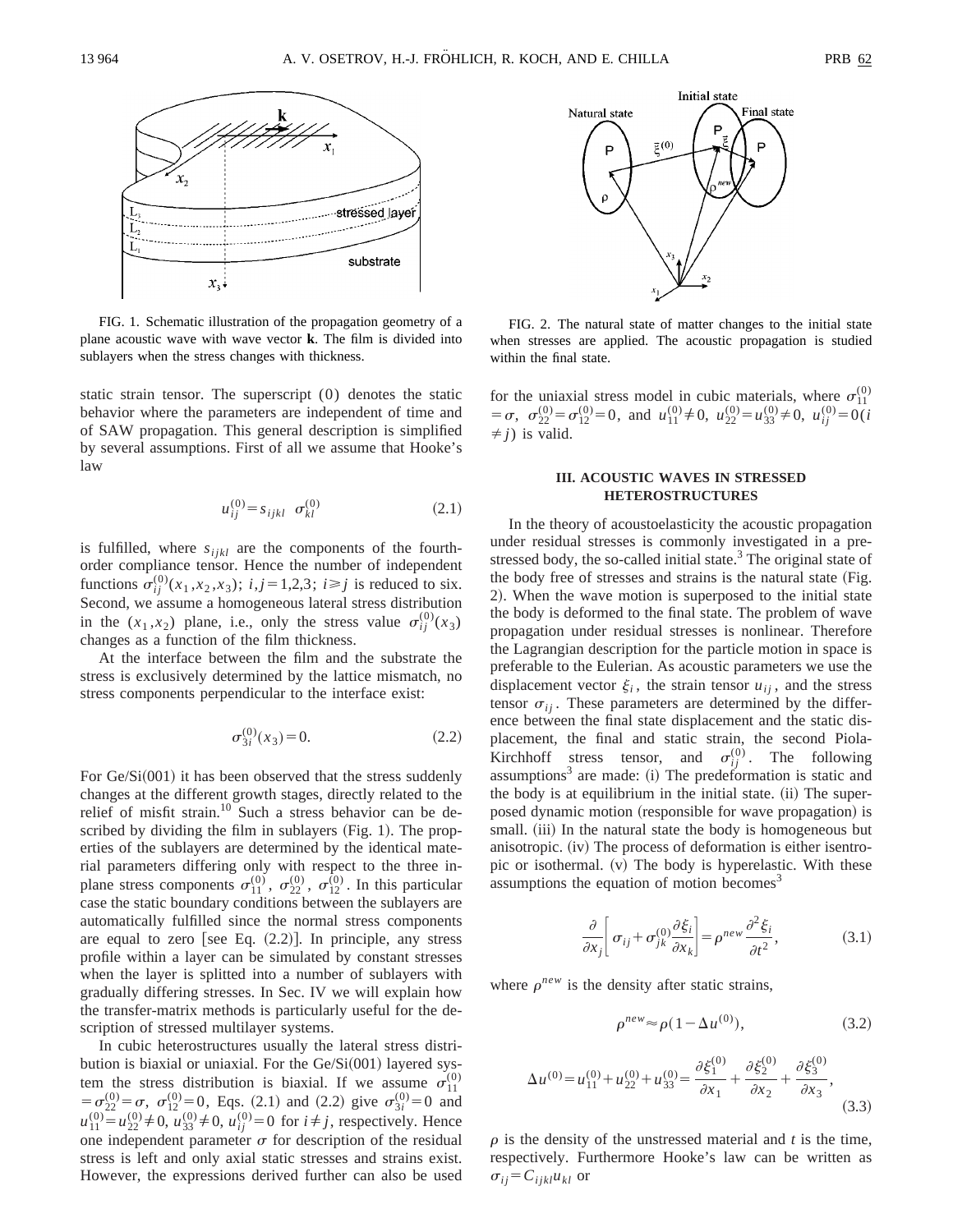FIG. 1. Schematic illustration of the propagation geometry of a plane acoustic wave with wave vector **k**. The film is divided into sublayers when the stress changes with thickness.

static strain tensor. The superscript (0) denotes the static behavior where the parameters are independent of time and of SAW propagation. This general description is simplified by several assumptions. First of all we assume that Hooke's law

$$u_{ij}^{(0)} = s_{ijkl} \;\; \sigma_{kl}^{(0)} \tag{2.1}$$

is fulfilled, where $s_{ijkl}$ are the components of the fourth-order compliance tensor. Hence the number of independent functions $\sigma_{ij}^{(0)}(x_1, x_2, x_3)$; $i,j = 1,2,3$; $i \geqslant j$ is reduced to six. Second, we assume a homogeneous lateral stress distribution in the $(x_1, x_2)$ plane, i.e., only the stress value $\sigma_{ij}^{(0)}(x_3)$ changes as a function of the film thickness.

At the interface between the film and the substrate the stress is exclusively determined by the lattice mismatch, no stress components perpendicular to the interface exist:

$$\sigma_{3i}^{(0)}(x_3) = 0. \tag{2.2}$$

For Ge/Si(001) it has been observed that the stress suddenly changes at the different growth stages, directly related to the relief of misfit strain.[10] Such a stress behavior can be described by dividing the film in sublayers (Fig. 1). The properties of the sublayers are determined by the identical material parameters differing only with respect to the three in-plane stress components $\sigma_{11}^{(0)}$, $\sigma_{22}^{(0)}$, $\sigma_{12}^{(0)}$. In this particular case the static boundary conditions between the sublayers are automatically fulfilled since the normal stress components are equal to zero [see Eq. (2.2)]. In principle, any stress profile within a layer can be simulated by constant stresses when the layer is splitted into a number of sublayers with gradually differing stresses. In Sec. IV we will explain how the transfer-matrix methods is particularly useful for the description of stressed multilayer systems.

In cubic heterostructures usually the lateral stress distribution is biaxial or uniaxial. For the Ge/Si(001) layered system the stress distribution is biaxial. If we assume $\sigma_{11}^{(0)} = \sigma_{22}^{(0)} = \sigma$, $\sigma_{12}^{(0)} = 0$, Eqs. (2.1) and (2.2) give $\sigma_{3i}^{(0)} = 0$ and $u_{11}^{(0)} = u_{22}^{(0)} \neq 0$, $u_{33}^{(0)} \neq 0$, $u_{ij}^{(0)} = 0$ for $i \neq j$, respectively. Hence one independent parameter $\sigma$ for description of the residual stress is left and only axial static stresses and strains exist. However, the expressions derived further can also be used for the uniaxial stress model in cubic materials, where $\sigma_{11}^{(0)} = \sigma$, $\sigma_{22}^{(0)} = \sigma_{12}^{(0)} = 0$, and $u_{11}^{(0)} \neq 0$, $u_{22}^{(0)} = u_{33}^{(0)} \neq 0$, $u_{ij}^{(0)} = 0 (i \neq j)$ is valid.

FIG. 2. The natural state of matter changes to the initial state when stresses are applied. The acoustic propagation is studied within the final state.

## III. ACOUSTIC WAVES IN STRESSED HETEROSTRUCTURES

In the theory of acoustoelasticity the acoustic propagation under residual stresses is commonly investigated in a prestressed body, the so-called initial state.[3] The original state of the body free of stresses and strains is the natural state (Fig. 2). When the wave motion is superposed to the initial state the body is deformed to the final state. The problem of wave propagation under residual stresses is nonlinear. Therefore the Lagrangian description for the particle motion in space is preferable to the Eulerian. As acoustic parameters we use the displacement vector $\xi_i$, the strain tensor $u_{ij}$, and the stress tensor $\sigma_{ij}$. These parameters are determined by the difference between the final state displacement and the static displacement, the final and static strain, the second Piola-Kirchhoff stress tensor, and $\sigma_{ij}^{(0)}$. The following assumptions[3] are made: (i) The predeformation is static and the body is at equilibrium in the initial state. (ii) The superposed dynamic motion (responsible for wave propagation) is small. (iii) In the natural state the body is homogeneous but anisotropic. (iv) The process of deformation is either isentropic or isothermal. (v) The body is hyperelastic. With these assumptions the equation of motion becomes[3]

$$\frac{\partial}{\partial x_j}\left[\sigma_{ij} + \sigma_{jk}^{(0)} \frac{\partial \xi_i}{\partial x_k}\right] = \rho^{new} \frac{\partial^2 \xi_i}{\partial t^2}, \tag{3.1}$$

where $\rho^{new}$ is the density after static strains,

$$\rho^{new} \approx \rho(1 - \Delta u^{(0)}), \tag{3.2}$$

$$\Delta u^{(0)} = u_{11}^{(0)} + u_{22}^{(0)} + u_{33}^{(0)} = \frac{\partial \xi_1^{(0)}}{\partial x_1} + \frac{\partial \xi_2^{(0)}}{\partial x_2} + \frac{\partial \xi_3^{(0)}}{\partial x_3}, \tag{3.3}$$

$\rho$ is the density of the unstressed material and $t$ is the time, respectively. Furthermore Hooke's law can be written as $\sigma_{ij} = C_{ijkl} u_{kl}$ or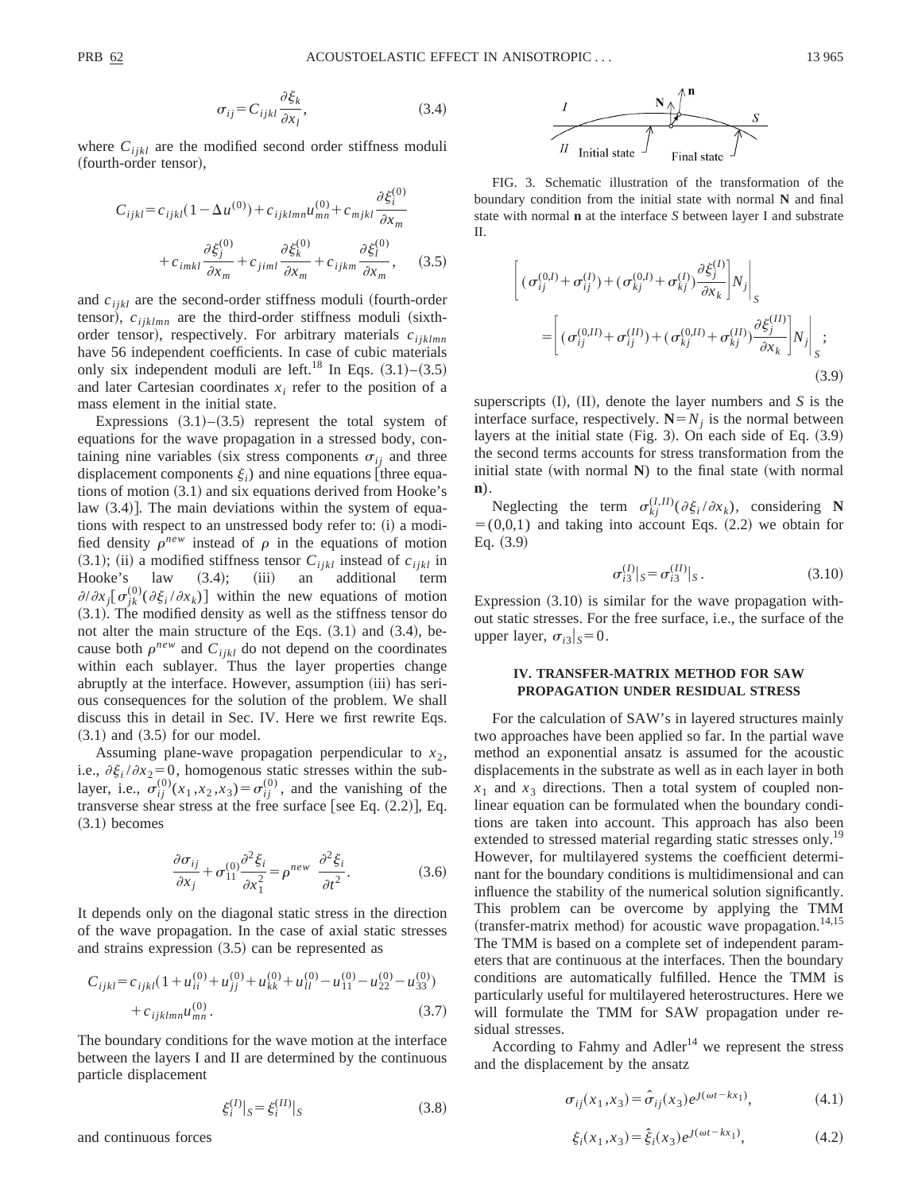$$\sigma_{ij} = C_{ijkl} \frac{\partial \xi_k}{\partial x_l}, \tag{3.4}$$

where $C_{ijkl}$ are the modified second order stiffness moduli (fourth-order tensor),

$$C_{ijkl} = c_{ijkl}(1 - \Delta u^{(0)}) + c_{ijklmn} u_{mn}^{(0)} + c_{mjkl} \frac{\partial \xi_i^{(0)}}{\partial x_m} + c_{imkl} \frac{\partial \xi_j^{(0)}}{\partial x_m} + c_{jiml} \frac{\partial \xi_k^{(0)}}{\partial x_m} + c_{ijkm} \frac{\partial \xi_l^{(0)}}{\partial x_m}, \tag{3.5}$$

and $c_{ijkl}$ are the second-order stiffness moduli (fourth-order tensor), $c_{ijklmn}$ are the third-order stiffness moduli (sixth-order tensor), respectively. For arbitrary materials $c_{ijklmn}$ have 56 independent coefficients. In case of cubic materials only six independent moduli are left.[18] In Eqs. (3.1)–(3.5) and later Cartesian coordinates $x_i$ refer to the position of a mass element in the initial state.

Expressions (3.1)–(3.5) represent the total system of equations for the wave propagation in a stressed body, containing nine variables (six stress components $\sigma_{ij}$ and three displacement components $\xi_i$) and nine equations [three equations of motion (3.1) and six equations derived from Hooke's law (3.4)]. The main deviations within the system of equations with respect to an unstressed body refer to: (i) a modified density $\rho^{new}$ instead of $\rho$ in the equations of motion (3.1); (ii) a modified stiffness tensor $C_{ijkl}$ instead of $c_{ijkl}$ in Hooke's law (3.4); (iii) an additional term $\partial/\partial x_j[\sigma_{jk}^{(0)}(\partial \xi_i/\partial x_k)]$ within the new equations of motion (3.1). The modified density as well as the stiffness tensor do not alter the main structure of the Eqs. (3.1) and (3.4), because both $\rho^{new}$ and $C_{ijkl}$ do not depend on the coordinates within each sublayer. Thus the layer properties change abruptly at the interface. However, assumption (iii) has serious consequences for the solution of the problem. We shall discuss this in detail in Sec. IV. Here we first rewrite Eqs. (3.1) and (3.5) for our model.

Assuming plane-wave propagation perpendicular to $x_2$, i.e., $\partial \xi_i/\partial x_2 = 0$, homogenous static stresses within the sublayer, i.e., $\sigma_{ij}^{(0)}(x_1,x_2,x_3) = \sigma_{ij}^{(0)}$, and the vanishing of the transverse shear stress at the free surface [see Eq. (2.2)], Eq. (3.1) becomes

$$\frac{\partial \sigma_{ij}}{\partial x_j} + \sigma_{11}^{(0)} \frac{\partial^2 \xi_i}{\partial x_1^2} = \rho^{new} \frac{\partial^2 \xi_i}{\partial t^2}. \tag{3.6}$$

It depends only on the diagonal static stress in the direction of the wave propagation. In the case of axial static stresses and strains expression (3.5) can be represented as

$$C_{ijkl} = c_{ijkl}(1 + u_{ii}^{(0)} + u_{jj}^{(0)} + u_{kk}^{(0)} + u_{ll}^{(0)} - u_{11}^{(0)} - u_{22}^{(0)} - u_{33}^{(0)}) + c_{ijklmn} u_{mn}^{(0)}. \tag{3.7}$$

The boundary conditions for the wave motion at the interface between the layers I and II are determined by the continuous particle displacement

$$\xi_i^{(I)}|_S = \xi_i^{(II)}|_S \tag{3.8}$$

and continuous forces

FIG. 3. Schematic illustration of the transformation of the boundary condition from the initial state with normal **N** and final state with normal **n** at the interface $S$ between layer I and substrate II.

$$\left[ (\sigma_{ij}^{(0,I)} + \sigma_{ij}^{(I)}) + (\sigma_{kj}^{(0,I)} + \sigma_{kj}^{(I)}) \frac{\partial \xi_j^{(I)}}{\partial x_k} \right] N_j \bigg|_S = \left[ (\sigma_{ij}^{(0,II)} + \sigma_{ij}^{(II)}) + (\sigma_{kj}^{(0,II)} + \sigma_{kj}^{(II)}) \frac{\partial \xi_j^{(II)}}{\partial x_k} \right] N_j \bigg|_S ; \tag{3.9}$$

superscripts (I), (II), denote the layer numbers and $S$ is the interface surface, respectively. $\mathbf{N} = N_j$ is the normal between layers at the initial state (Fig. 3). On each side of Eq. (3.9) the second terms accounts for stress transformation from the initial state (with normal **N**) to the final state (with normal **n**).

Neglecting the term $\sigma_{kj}^{(I,II)}(\partial \xi_i/\partial x_k)$, considering $\mathbf{N} = (0,0,1)$ and taking into account Eqs. (2.2) we obtain for Eq. (3.9)

$$\sigma_{i3}^{(I)}|_S = \sigma_{i3}^{(II)}|_S . \tag{3.10}$$

Expression (3.10) is similar for the wave propagation without static stresses. For the free surface, i.e., the surface of the upper layer, $\sigma_{i3}|_S = 0$.

## IV. TRANSFER-MATRIX METHOD FOR SAW PROPAGATION UNDER RESIDUAL STRESS

For the calculation of SAW's in layered structures mainly two approaches have been applied so far. In the partial wave method an exponential ansatz is assumed for the acoustic displacements in the substrate as well as in each layer in both $x_1$ and $x_3$ directions. Then a total system of coupled nonlinear equation can be formulated when the boundary conditions are taken into account. This approach has also been extended to stressed material regarding static stresses only.[19] However, for multilayered systems the coefficient determinant for the boundary conditions is multidimensional and can influence the stability of the numerical solution significantly. This problem can be overcome by applying the TMM (transfer-matrix method) for acoustic wave propagation.[14,15] The TMM is based on a complete set of independent parameters that are continuous at the interfaces. Then the boundary conditions are automatically fulfilled. Hence the TMM is particularly useful for multilayered heterostructures. Here we will formulate the TMM for SAW propagation under residual stresses.

According to Fahmy and Adler[14] we represent the stress and the displacement by the ansatz

$$\sigma_{ij}(x_1,x_3) = \hat{\sigma}_{ij}(x_3) e^{J(\omega t - k x_1)}, \tag{4.1}$$

$$\xi_i(x_1,x_3) = \hat{\xi}_i(x_3) e^{J(\omega t - k x_1)}, \tag{4.2}$$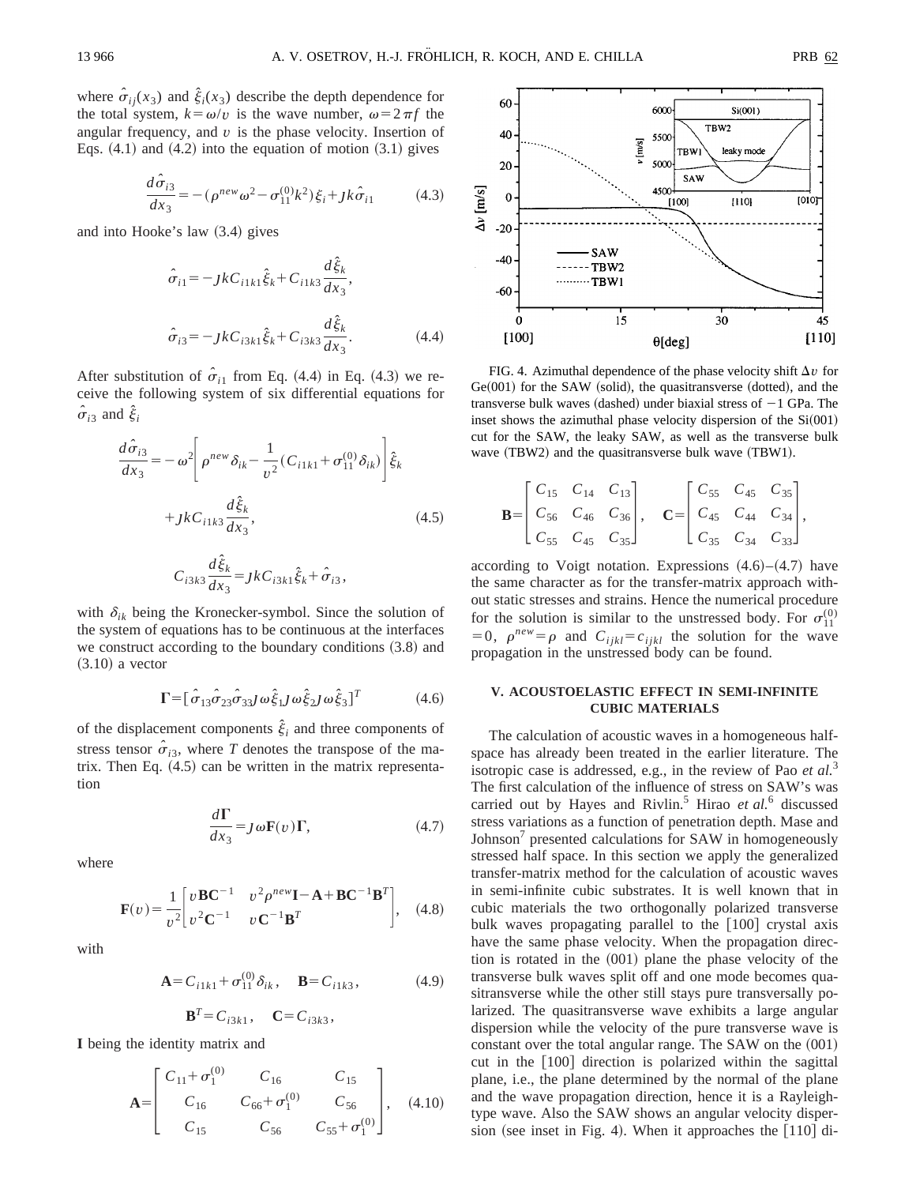where $\hat{\sigma}_{ij}(x_3)$ and $\hat{\xi}_i(x_3)$ describe the depth dependence for the total system, $k=\omega/v$ is the wave number, $\omega=2\pi f$ the angular frequency, and $v$ is the phase velocity. Insertion of Eqs. (4.1) and (4.2) into the equation of motion (3.1) gives

$$\frac{d\hat{\sigma}_{i3}}{dx_3}=-(\rho^{new}\omega^2-\sigma_{11}^{(0)}k^2)\xi_i+\jmath k\hat{\sigma}_{i1} \tag{4.3}$$

and into Hooke's law (3.4) gives

$$\hat{\sigma}_{i1}=-\jmath kC_{i1k1}\hat{\xi}_k+C_{i1k3}\frac{d\hat{\xi}_k}{dx_3},$$

$$\hat{\sigma}_{i3}=-\jmath kC_{i3k1}\hat{\xi}_k+C_{i3k3}\frac{d\hat{\xi}_k}{dx_3}. \tag{4.4}$$

After substitution of $\hat{\sigma}_{i1}$ from Eq. (4.4) in Eq. (4.3) we receive the following system of six differential equations for $\hat{\sigma}_{i3}$ and $\hat{\xi}_i$

$$\frac{d\hat{\sigma}_{i3}}{dx_3}=-\omega^2\left[\rho^{new}\delta_{ik}-\frac{1}{v^2}(C_{i1k1}+\sigma_{11}^{(0)}\delta_{ik})\right]\hat{\xi}_k+\jmath kC_{i1k3}\frac{d\hat{\xi}_k}{dx_3}, \tag{4.5}$$

$$C_{i3k3}\frac{d\hat{\xi}_k}{dx_3}=\jmath kC_{i3k1}\hat{\xi}_k+\hat{\sigma}_{i3},$$

with $\delta_{ik}$ being the Kronecker-symbol. Since the solution of the system of equations has to be continuous at the interfaces we construct according to the boundary conditions (3.8) and (3.10) a vector

$$\mathbf{\Gamma}=[\hat{\sigma}_{13}\hat{\sigma}_{23}\hat{\sigma}_{33}\jmath\omega\hat{\xi}_1\jmath\omega\hat{\xi}_2\jmath\omega\hat{\xi}_3]^T \tag{4.6}$$

of the displacement components $\hat{\xi}_i$ and three components of stress tensor $\hat{\sigma}_{i3}$, where $T$ denotes the transpose of the matrix. Then Eq. (4.5) can be written in the matrix representation

$$\frac{d\mathbf{\Gamma}}{dx_3}=\jmath\omega\mathbf{F}(v)\mathbf{\Gamma}, \tag{4.7}$$

where

$$\mathbf{F}(v)=\frac{1}{v^2}\begin{bmatrix} v\mathbf{B}\mathbf{C}^{-1} & v^2\rho^{new}\mathbf{I}-\mathbf{A}+\mathbf{B}\mathbf{C}^{-1}\mathbf{B}^T \\ v^2\mathbf{C}^{-1} & v\mathbf{C}^{-1}\mathbf{B}^T \end{bmatrix}, \tag{4.8}$$

with

$$\mathbf{A}=C_{i1k1}+\sigma_{11}^{(0)}\delta_{ik},\quad \mathbf{B}=C_{i1k3}, \tag{4.9}$$

$$\mathbf{B}^T=C_{i3k1},\quad \mathbf{C}=C_{i3k3},$$

$\mathbf{I}$ being the identity matrix and

$$\mathbf{A}=\begin{bmatrix} C_{11}+\sigma_1^{(0)} & C_{16} & C_{15} \\ C_{16} & C_{66}+\sigma_1^{(0)} & C_{56} \\ C_{15} & C_{56} & C_{55}+\sigma_1^{(0)} \end{bmatrix}, \tag{4.10}$$

FIG. 4. Azimuthal dependence of the phase velocity shift $\Delta v$ for Ge(001) for the SAW (solid), the quasitransverse (dotted), and the transverse bulk waves (dashed) under biaxial stress of $-1$ GPa. The inset shows the azimuthal phase velocity dispersion of the Si(001) cut for the SAW, the leaky SAW, as well as the transverse bulk wave (TBW2) and the quasitransverse bulk wave (TBW1).

$$\mathbf{B}=\begin{bmatrix} C_{15} & C_{14} & C_{13} \\ C_{56} & C_{46} & C_{36} \\ C_{55} & C_{45} & C_{35} \end{bmatrix},\quad \mathbf{C}=\begin{bmatrix} C_{55} & C_{45} & C_{35} \\ C_{45} & C_{44} & C_{34} \\ C_{35} & C_{34} & C_{33} \end{bmatrix},$$

according to Voigt notation. Expressions (4.6)–(4.7) have the same character as for the transfer-matrix approach without static stresses and strains. Hence the numerical procedure for the solution is similar to the unstressed body. For $\sigma_{11}^{(0)}=0$, $\rho^{new}=\rho$ and $C_{ijkl}=c_{ijkl}$ the solution for the wave propagation in the unstressed body can be found.

## V. ACOUSTOELASTIC EFFECT IN SEMI-INFINITE CUBIC MATERIALS

The calculation of acoustic waves in a homogeneous half-space has already been treated in the earlier literature. The isotropic case is addressed, e.g., in the review of Pao *et al.*[3] The first calculation of the influence of stress on SAW's was carried out by Hayes and Rivlin.[5] Hirao *et al.*[6] discussed stress variations as a function of penetration depth. Mase and Johnson[7] presented calculations for SAW in homogeneously stressed half space. In this section we apply the generalized transfer-matrix method for the calculation of acoustic waves in semi-infinite cubic substrates. It is well known that in cubic materials the two orthogonally polarized transverse bulk waves propagating parallel to the [100] crystal axis have the same phase velocity. When the propagation direction is rotated in the (001) plane the phase velocity of the transverse bulk waves split off and one mode becomes quasitransverse while the other still stays pure transversally polarized. The quasitransverse wave exhibits a large angular dispersion while the velocity of the pure transverse wave is constant over the total angular range. The SAW on the (001) cut in the [100] direction is polarized within the sagittal plane, i.e., the plane determined by the normal of the plane and the wave propagation direction, hence it is a Rayleigh-type wave. Also the SAW shows an angular velocity dispersion (see inset in Fig. 4). When it approaches the [110] di-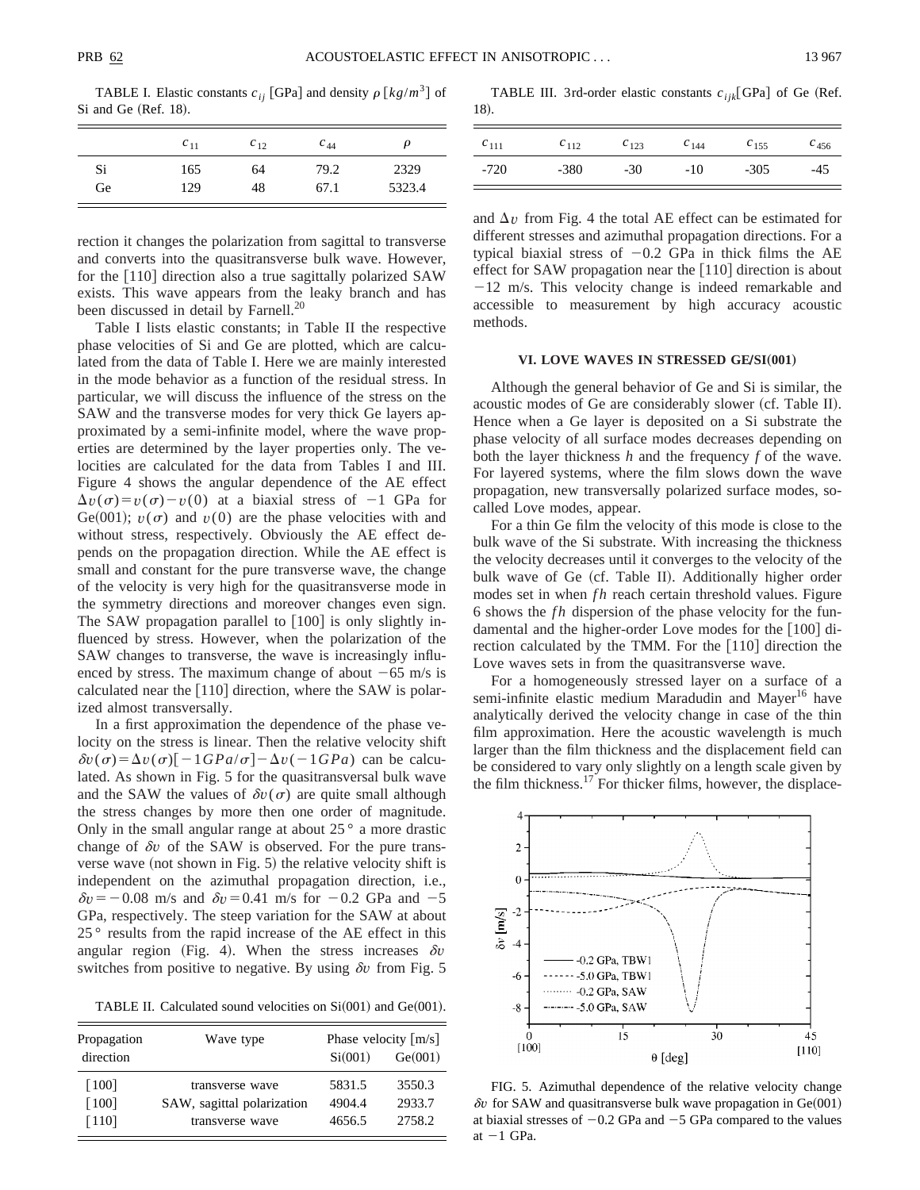TABLE I. Elastic constants $c_{ij}$ [GPa] and density $\rho$ [$kg/m^3$] of Si and Ge (Ref. 18).

| | $c_{11}$ | $c_{12}$ | $c_{44}$ | $\rho$ |
|---|---|---|---|---|
| Si | 165 | 64 | 79.2 | 2329 |
| Ge | 129 | 48 | 67.1 | 5323.4 |

rection it changes the polarization from sagittal to transverse and converts into the quasitransverse bulk wave. However, for the [110] direction also a true sagittally polarized SAW exists. This wave appears from the leaky branch and has been discussed in detail by Farnell.[20]

Table I lists elastic constants; in Table II the respective phase velocities of Si and Ge are plotted, which are calculated from the data of Table I. Here we are mainly interested in the mode behavior as a function of the residual stress. In particular, we will discuss the influence of the stress on the SAW and the transverse modes for very thick Ge layers approximated by a semi-infinite model, where the wave properties are determined by the layer properties only. The velocities are calculated for the data from Tables I and III. Figure 4 shows the angular dependence of the AE effect $\Delta v(\sigma)=v(\sigma)-v(0)$ at a biaxial stress of $-1$ GPa for Ge(001); $v(\sigma)$ and $v(0)$ are the phase velocities with and without stress, respectively. Obviously the AE effect depends on the propagation direction. While the AE effect is small and constant for the pure transverse wave, the change of the velocity is very high for the quasitransverse mode in the symmetry directions and moreover changes even sign. The SAW propagation parallel to [100] is only slightly influenced by stress. However, when the polarization of the SAW changes to transverse, the wave is increasingly influenced by stress. The maximum change of about $-65$ m/s is calculated near the [110] direction, where the SAW is polarized almost transversally.

In a first approximation the dependence of the phase velocity on the stress is linear. Then the relative velocity shift $\delta v(\sigma)=\Delta v(\sigma)[-1GPa/\sigma]-\Delta v(-1GPa)$ can be calculated. As shown in Fig. 5 for the quasitransversal bulk wave and the SAW the values of $\delta v(\sigma)$ are quite small although the stress changes by more then one order of magnitude. Only in the small angular range at about 25° a more drastic change of $\delta v$ of the SAW is observed. For the pure transverse wave (not shown in Fig. 5) the relative velocity shift is independent on the azimuthal propagation direction, i.e., $\delta v=-0.08$ m/s and $\delta v=0.41$ m/s for $-0.2$ GPa and $-5$ GPa, respectively. The steep variation for the SAW at about 25° results from the rapid increase of the AE effect in this angular region (Fig. 4). When the stress increases $\delta v$ switches from positive to negative. By using $\delta v$ from Fig. 5 and $\Delta v$ from Fig. 4 the total AE effect can be estimated for different stresses and azimuthal propagation directions. For a typical biaxial stress of $-0.2$ GPa in thick films the AE effect for SAW propagation near the [110] direction is about $-12$ m/s. This velocity change is indeed remarkable and accessible to measurement by high accuracy acoustic methods.

TABLE II. Calculated sound velocities on Si(001) and Ge(001).

| Propagation direction | Wave type | Phase velocity [m/s] Si(001) | Ge(001) |
|---|---|---|---|
| [100] | transverse wave | 5831.5 | 3550.3 |
| [100] | SAW, sagittal polarization | 4904.4 | 2933.7 |
| [110] | transverse wave | 4656.5 | 2758.2 |

TABLE III. 3rd-order elastic constants $c_{ijk}$[GPa] of Ge (Ref. 18).

| $c_{111}$ | $c_{112}$ | $c_{123}$ | $c_{144}$ | $c_{155}$ | $c_{456}$ |
|---|---|---|---|---|---|
| -720 | -380 | -30 | -10 | -305 | -45 |

## VI. LOVE WAVES IN STRESSED GE/SI(001)

Although the general behavior of Ge and Si is similar, the acoustic modes of Ge are considerably slower (cf. Table II). Hence when a Ge layer is deposited on a Si substrate the phase velocity of all surface modes decreases depending on both the layer thickness $h$ and the frequency $f$ of the wave. For layered systems, where the film slows down the wave propagation, new transversally polarized surface modes, so-called Love modes, appear.

For a thin Ge film the velocity of this mode is close to the bulk wave of the Si substrate. With increasing the thickness the velocity decreases until it converges to the velocity of the bulk wave of Ge (cf. Table II). Additionally higher order modes set in when $fh$ reach certain threshold values. Figure 6 shows the $fh$ dispersion of the phase velocity for the fundamental and the higher-order Love modes for the [100] direction calculated by the TMM. For the [110] direction the Love waves sets in from the quasitransverse wave.

For a homogeneously stressed layer on a surface of a semi-infinite elastic medium Maradudin and Mayer[16] have analytically derived the velocity change in case of the thin film approximation. Here the acoustic wavelength is much larger than the film thickness and the displacement field can be considered to vary only slightly on a length scale given by the film thickness.[17] For thicker films, however, the displace-

FIG. 5. Azimuthal dependence of the relative velocity change $\delta v$ for SAW and quasitransverse bulk wave propagation in Ge(001) at biaxial stresses of $-0.2$ GPa and $-5$ GPa compared to the values at $-1$ GPa.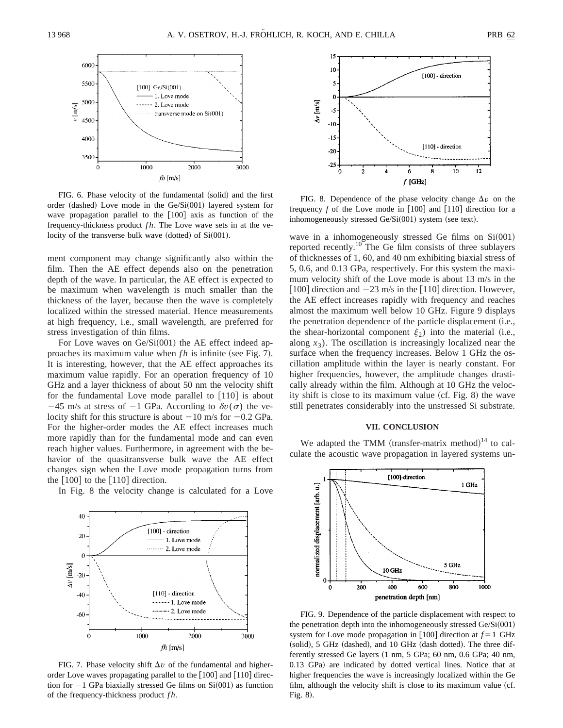FIG. 6. Phase velocity of the fundamental (solid) and the first order (dashed) Love mode in the Ge/Si(001) layered system for wave propagation parallel to the [100] axis as function of the frequency-thickness product $fh$. The Love wave sets in at the velocity of the transverse bulk wave (dotted) of Si(001).

ment component may change significantly also within the film. Then the AE effect depends also on the penetration depth of the wave. In particular, the AE effect is expected to be maximum when wavelength is much smaller than the thickness of the layer, because then the wave is completely localized within the stressed material. Hence measurements at high frequency, i.e., small wavelength, are preferred for stress investigation of thin films.

For Love waves on Ge/Si(001) the AE effect indeed approaches its maximum value when $fh$ is infinite (see Fig. 7). It is interesting, however, that the AE effect approaches its maximum value rapidly. For an operation frequency of 10 GHz and a layer thickness of about 50 nm the velocity shift for the fundamental Love mode parallel to [110] is about −45 m/s at stress of −1 GPa. According to $\delta v(\sigma)$ the velocity shift for this structure is about −10 m/s for −0.2 GPa. For the higher-order modes the AE effect increases much more rapidly than for the fundamental mode and can even reach higher values. Furthermore, in agreement with the behavior of the quasitransverse bulk wave the AE effect changes sign when the Love mode propagation turns from the [100] to the [110] direction.

In Fig. 8 the velocity change is calculated for a Love

FIG. 7. Phase velocity shift $\Delta v$ of the fundamental and higher-order Love waves propagating parallel to the [100] and [110] direction for −1 GPa biaxially stressed Ge films on Si(001) as function of the frequency-thickness product $fh$.

FIG. 8. Dependence of the phase velocity change $\Delta v$ on the frequency $f$ of the Love mode in [100] and [110] direction for a inhomogeneously stressed Ge/Si(001) system (see text).

wave in a inhomogeneously stressed Ge films on Si(001) reported recently.[10] The Ge film consists of three sublayers of thicknesses of 1, 60, and 40 nm exhibiting biaxial stress of 5, 0.6, and 0.13 GPa, respectively. For this system the maximum velocity shift of the Love mode is about 13 m/s in the [100] direction and −23 m/s in the [110] direction. However, the AE effect increases rapidly with frequency and reaches almost the maximum well below 10 GHz. Figure 9 displays the penetration dependence of the particle displacement (i.e., the shear-horizontal component $\xi_2$) into the material (i.e., along $x_3$). The oscillation is increasingly localized near the surface when the frequency increases. Below 1 GHz the oscillation amplitude within the layer is nearly constant. For higher frequencies, however, the amplitude changes drastically already within the film. Although at 10 GHz the velocity shift is close to its maximum value (cf. Fig. 8) the wave still penetrates considerably into the unstressed Si substrate.

## VII. CONCLUSION

We adapted the TMM (transfer-matrix method)[14] to calculate the acoustic wave propagation in layered systems un-

FIG. 9. Dependence of the particle displacement with respect to the penetration depth into the inhomogeneously stressed Ge/Si(001) system for Love mode propagation in [100] direction at $f$=1 GHz (solid), 5 GHz (dashed), and 10 GHz (dash dotted). The three differently stressed Ge layers (1 nm, 5 GPa; 60 nm, 0.6 GPa; 40 nm, 0.13 GPa) are indicated by dotted vertical lines. Notice that at higher frequencies the wave is increasingly localized within the Ge film, although the velocity shift is close to its maximum value (cf. Fig. 8).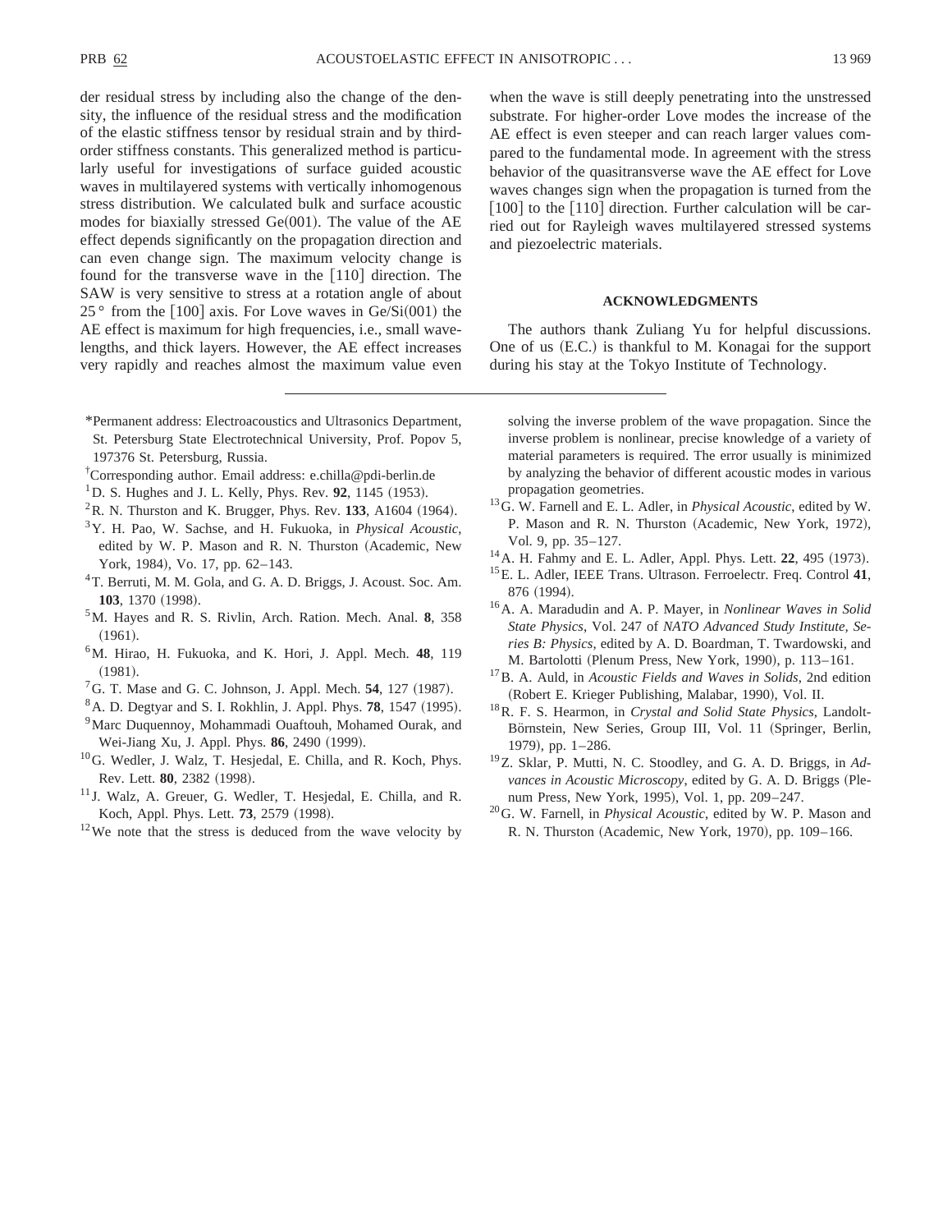der residual stress by including also the change of the density, the influence of the residual stress and the modification of the elastic stiffness tensor by residual strain and by third-order stiffness constants. This generalized method is particularly useful for investigations of surface guided acoustic waves in multilayered systems with vertically inhomogenous stress distribution. We calculated bulk and surface acoustic modes for biaxially stressed Ge(001). The value of the AE effect depends significantly on the propagation direction and can even change sign. The maximum velocity change is found for the transverse wave in the [110] direction. The SAW is very sensitive to stress at a rotation angle of about $25°$ from the [100] axis. For Love waves in Ge/Si(001) the AE effect is maximum for high frequencies, i.e., small wavelengths, and thick layers. However, the AE effect increases very rapidly and reaches almost the maximum value even when the wave is still deeply penetrating into the unstressed substrate. For higher-order Love modes the increase of the AE effect is even steeper and can reach larger values compared to the fundamental mode. In agreement with the stress behavior of the quasitransverse wave the AE effect for Love waves changes sign when the propagation is turned from the [100] to the [110] direction. Further calculation will be carried out for Rayleigh waves multilayered stressed systems and piezoelectric materials.

## ACKNOWLEDGMENTS

The authors thank Zuliang Yu for helpful discussions. One of us (E.C.) is thankful to M. Konagai for the support during his stay at the Tokyo Institute of Technology.

---

*Permanent address: Electroacoustics and Ultrasonics Department, St. Petersburg State Electrotechnical University, Prof. Popov 5, 197376 St. Petersburg, Russia.

†Corresponding author. Email address: e.chilla@pdi-berlin.de

[1] D. S. Hughes and J. L. Kelly, Phys. Rev. **92**, 1145 (1953).

[2] R. N. Thurston and K. Brugger, Phys. Rev. **133**, A1604 (1964).

[3] Y. H. Pao, W. Sachse, and H. Fukuoka, in *Physical Acoustic*, edited by W. P. Mason and R. N. Thurston (Academic, New York, 1984), Vo. 17, pp. 62–143.

[4] T. Berruti, M. M. Gola, and G. A. D. Briggs, J. Acoust. Soc. Am. **103**, 1370 (1998).

[5] M. Hayes and R. S. Rivlin, Arch. Ration. Mech. Anal. **8**, 358 (1961).

[6] M. Hirao, H. Fukuoka, and K. Hori, J. Appl. Mech. **48**, 119 (1981).

[7] G. T. Mase and G. C. Johnson, J. Appl. Mech. **54**, 127 (1987).

[8] A. D. Degtyar and S. I. Rokhlin, J. Appl. Phys. **78**, 1547 (1995).

[9] Marc Duquennoy, Mohammadi Ouaftouh, Mohamed Ourak, and Wei-Jiang Xu, J. Appl. Phys. **86**, 2490 (1999).

[10] G. Wedler, J. Walz, T. Hesjedal, E. Chilla, and R. Koch, Phys. Rev. Lett. **80**, 2382 (1998).

[11] J. Walz, A. Greuer, G. Wedler, T. Hesjedal, E. Chilla, and R. Koch, Appl. Phys. Lett. **73**, 2579 (1998).

[12] We note that the stress is deduced from the wave velocity by solving the inverse problem of the wave propagation. Since the inverse problem is nonlinear, precise knowledge of a variety of material parameters is required. The error usually is minimized by analyzing the behavior of different acoustic modes in various propagation geometries.

[13] G. W. Farnell and E. L. Adler, in *Physical Acoustic*, edited by W. P. Mason and R. N. Thurston (Academic, New York, 1972), Vol. 9, pp. 35–127.

[14] A. H. Fahmy and E. L. Adler, Appl. Phys. Lett. **22**, 495 (1973).

[15] E. L. Adler, IEEE Trans. Ultrason. Ferroelectr. Freq. Control **41**, 876 (1994).

[16] A. A. Maradudin and A. P. Mayer, in *Nonlinear Waves in Solid State Physics*, Vol. 247 of *NATO Advanced Study Institute, Series B: Physics*, edited by A. D. Boardman, T. Twardowski, and M. Bartolotti (Plenum Press, New York, 1990), p. 113–161.

[17] B. A. Auld, in *Acoustic Fields and Waves in Solids*, 2nd edition (Robert E. Krieger Publishing, Malabar, 1990), Vol. II.

[18] R. F. S. Hearmon, in *Crystal and Solid State Physics*, Landolt-Börnstein, New Series, Group III, Vol. 11 (Springer, Berlin, 1979), pp. 1–286.

[19] Z. Sklar, P. Mutti, N. C. Stoodley, and G. A. D. Briggs, in *Advances in Acoustic Microscopy*, edited by G. A. D. Briggs (Plenum Press, New York, 1995), Vol. 1, pp. 209–247.

[20] G. W. Farnell, in *Physical Acoustic*, edited by W. P. Mason and R. N. Thurston (Academic, New York, 1970), pp. 109–166.